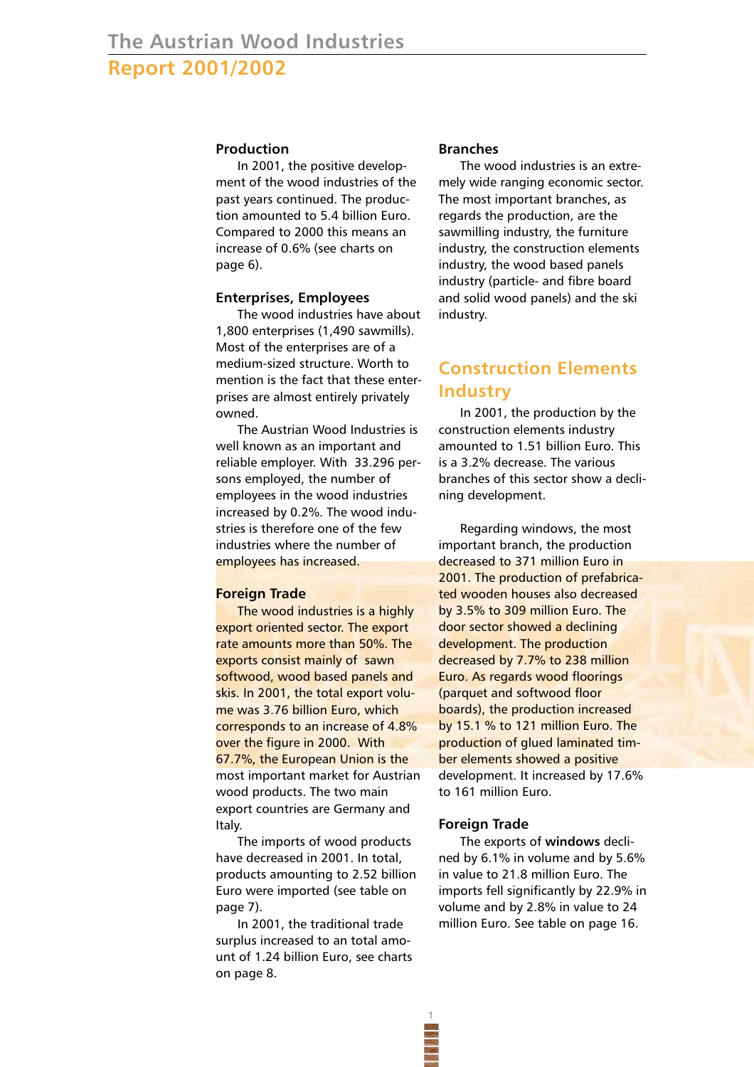# The Austrian Wood Industries

## Report 2001/2002

### Production

In 2001, the positive development of the wood industries of the past years continued. The production amounted to 5.4 billion Euro. Compared to 2000 this means an increase of 0.6% (see charts on page 6).

### Enterprises, Employees

The wood industries have about 1,800 enterprises (1,490 sawmills). Most of the enterprises are of a medium-sized structure. Worth to mention is the fact that these enterprises are almost entirely privately owned.

The Austrian Wood Industries is well known as an important and reliable employer. With 33.296 persons employed, the number of employees in the wood industries increased by 0.2%. The wood industries is therefore one of the few industries where the number of employees has increased.

### Foreign Trade

The wood industries is a highly export oriented sector. The export rate amounts more than 50%. The exports consist mainly of sawn softwood, wood based panels and skis. In 2001, the total export volume was 3.76 billion Euro, which corresponds to an increase of 4.8% over the figure in 2000. With 67.7%, the European Union is the most important market for Austrian wood products. The two main export countries are Germany and Italy.

The imports of wood products have decreased in 2001. In total, products amounting to 2.52 billion Euro were imported (see table on page 7).

In 2001, the traditional trade surplus increased to an total amount of 1.24 billion Euro, see charts on page 8.

### Branches

The wood industries is an extremely wide ranging economic sector. The most important branches, as regards the production, are the sawmilling industry, the furniture industry, the construction elements industry, the wood based panels industry (particle- and fibre board and solid wood panels) and the ski industry.

## Construction Elements Industry

In 2001, the production by the construction elements industry amounted to 1.51 billion Euro. This is a 3.2% decrease. The various branches of this sector show a declining development.

Regarding windows, the most important branch, the production decreased to 371 million Euro in 2001. The production of prefabricated wooden houses also decreased by 3.5% to 309 million Euro. The door sector showed a declining development. The production decreased by 7.7% to 238 million Euro. As regards wood floorings (parquet and softwood floor boards), the production increased by 15.1 % to 121 million Euro. The production of glued laminated timber elements showed a positive development. It increased by 17.6% to 161 million Euro.

### Foreign Trade

The exports of **windows** declined by 6.1% in volume and by 5.6% in value to 21.8 million Euro. The imports fell significantly by 22.9% in volume and by 2.8% in value to 24 million Euro. See table on page 16.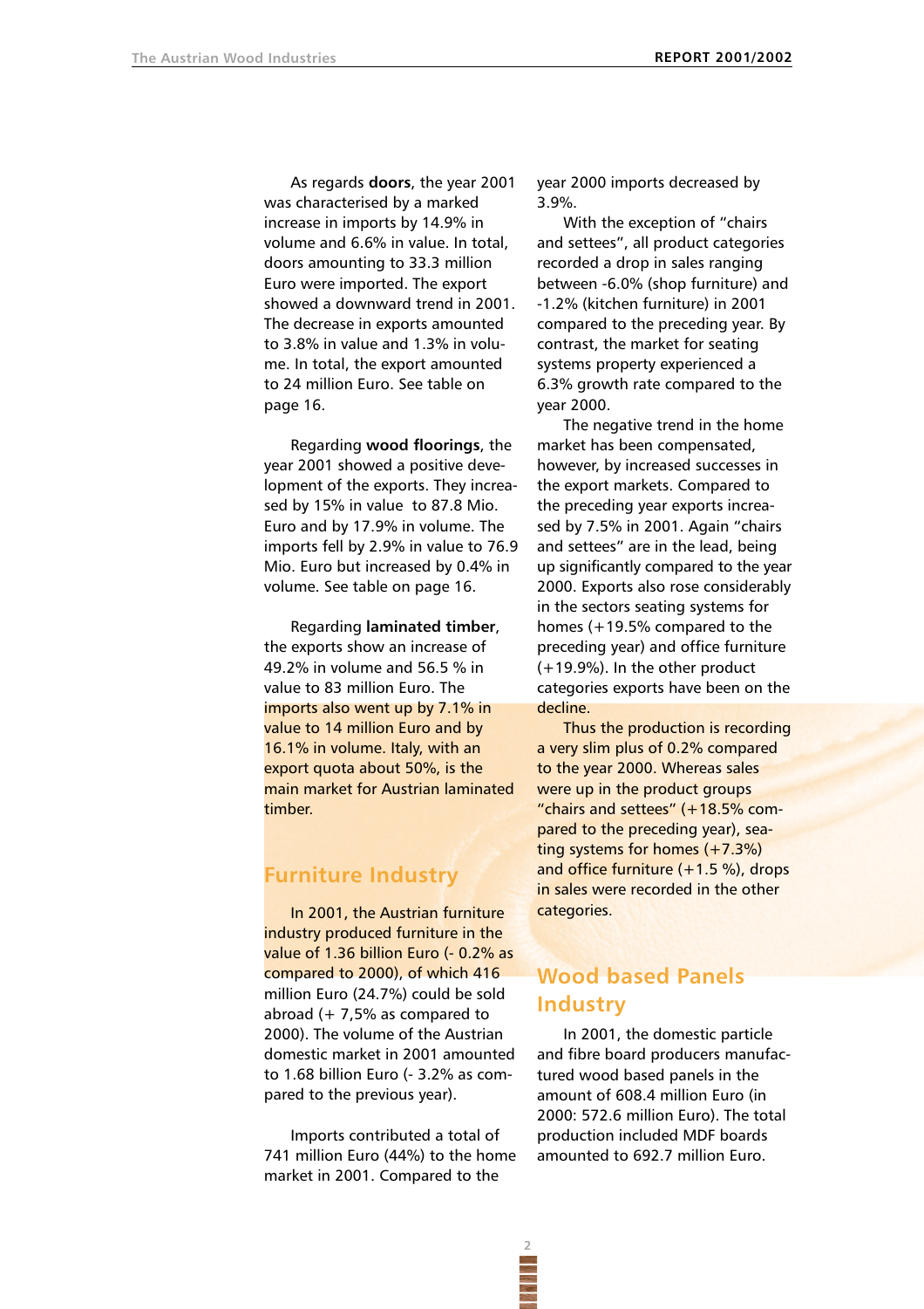As regards **doors**, the year 2001 was characterised by a marked increase in imports by 14.9% in volume and 6.6% in value. In total, doors amounting to 33.3 million Euro were imported. The export showed a downward trend in 2001. The decrease in exports amounted to 3.8% in value and 1.3% in volume. In total, the export amounted to 24 million Euro. See table on page 16.

Regarding **wood floorings**, the year 2001 showed a positive development of the exports. They increased by 15% in value to 87.8 Mio. Euro and by 17.9% in volume. The imports fell by 2.9% in value to 76.9 Mio. Euro but increased by 0.4% in volume. See table on page 16.

Regarding **laminated timber**, the exports show an increase of 49.2% in volume and 56.5 % in value to 83 million Euro. The imports also went up by 7.1% in value to 14 million Euro and by 16.1% in volume. Italy, with an export quota about 50%, is the main market for Austrian laminated timber.

## Furniture Industry

In 2001, the Austrian furniture industry produced furniture in the value of 1.36 billion Euro (- 0.2% as compared to 2000), of which 416 million Euro (24.7%) could be sold abroad (+ 7,5% as compared to 2000). The volume of the Austrian domestic market in 2001 amounted to 1.68 billion Euro (- 3.2% as compared to the previous year).

Imports contributed a total of 741 million Euro (44%) to the home market in 2001. Compared to the year 2000 imports decreased by 3.9%.

With the exception of "chairs and settees", all product categories recorded a drop in sales ranging between -6.0% (shop furniture) and -1.2% (kitchen furniture) in 2001 compared to the preceding year. By contrast, the market for seating systems property experienced a 6.3% growth rate compared to the year 2000.

The negative trend in the home market has been compensated, however, by increased successes in the export markets. Compared to the preceding year exports increased by 7.5% in 2001. Again "chairs and settees" are in the lead, being up significantly compared to the year 2000. Exports also rose considerably in the sectors seating systems for homes (+19.5% compared to the preceding year) and office furniture (+19.9%). In the other product categories exports have been on the decline.

Thus the production is recording a very slim plus of 0.2% compared to the year 2000. Whereas sales were up in the product groups "chairs and settees" (+18.5% compared to the preceding year), seating systems for homes (+7.3%) and office furniture (+1.5 %), drops in sales were recorded in the other categories.

## Wood based Panels Industry

In 2001, the domestic particle and fibre board producers manufactured wood based panels in the amount of 608.4 million Euro (in 2000: 572.6 million Euro). The total production included MDF boards amounted to 692.7 million Euro.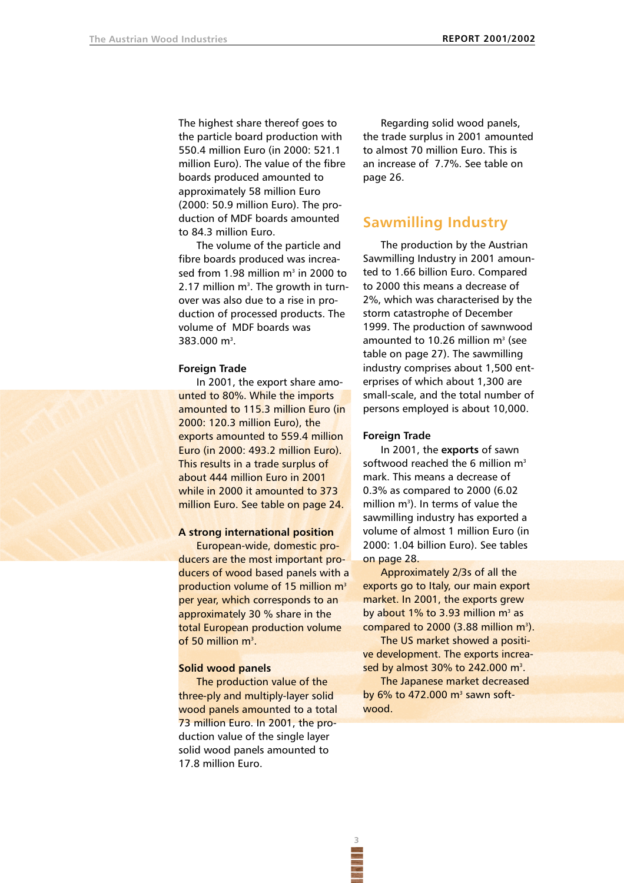The highest share thereof goes to the particle board production with 550.4 million Euro (in 2000: 521.1 million Euro). The value of the fibre boards produced amounted to approximately 58 million Euro (2000: 50.9 million Euro). The production of MDF boards amounted to 84.3 million Euro.

The volume of the particle and fibre boards produced was increased from 1.98 million m³ in 2000 to 2.17 million m³. The growth in turnover was also due to a rise in production of processed products. The volume of MDF boards was 383.000 m³.

**Foreign Trade**

In 2001, the export share amounted to 80%. While the imports amounted to 115.3 million Euro (in 2000: 120.3 million Euro), the exports amounted to 559.4 million Euro (in 2000: 493.2 million Euro). This results in a trade surplus of about 444 million Euro in 2001 while in 2000 it amounted to 373 million Euro. See table on page 24.

**A strong international position**

European-wide, domestic producers are the most important producers of wood based panels with a production volume of 15 million m³ per year, which corresponds to an approximately 30 % share in the total European production volume of 50 million m³.

**Solid wood panels**

The production value of the three-ply and multiply-layer solid wood panels amounted to a total 73 million Euro. In 2001, the production value of the single layer solid wood panels amounted to 17.8 million Euro.

Regarding solid wood panels, the trade surplus in 2001 amounted to almost 70 million Euro. This is an increase of 7.7%. See table on page 26.

## Sawmilling Industry

The production by the Austrian Sawmilling Industry in 2001 amounted to 1.66 billion Euro. Compared to 2000 this means a decrease of 2%, which was characterised by the storm catastrophe of December 1999. The production of sawnwood amounted to 10.26 million m³ (see table on page 27). The sawmilling industry comprises about 1,500 enterprises of which about 1,300 are small-scale, and the total number of persons employed is about 10,000.

**Foreign Trade**

In 2001, the **exports** of sawn softwood reached the 6 million m³ mark. This means a decrease of 0.3% as compared to 2000 (6.02 million m³). In terms of value the sawmilling industry has exported a volume of almost 1 million Euro (in 2000: 1.04 billion Euro). See tables on page 28.

Approximately 2/3s of all the exports go to Italy, our main export market. In 2001, the exports grew by about 1% to 3.93 million m³ as compared to 2000 (3.88 million m³).

The US market showed a positive development. The exports increased by almost 30% to 242.000 m³.

The Japanese market decreased by 6% to 472.000 m³ sawn softwood.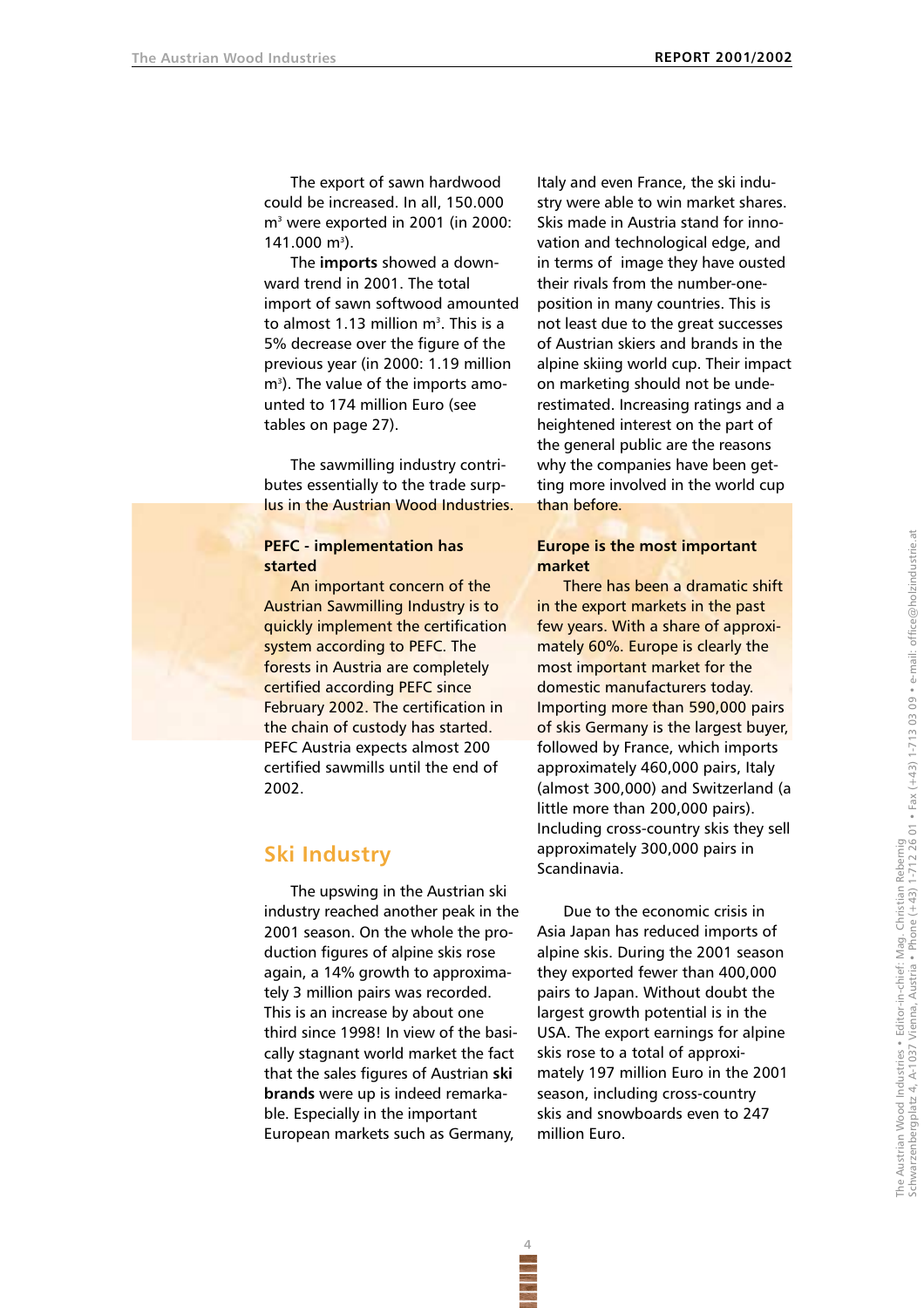The export of sawn hardwood could be increased. In all, 150.000 $m^3$ were exported in 2001 (in 2000: 141.000 $m^3$).

The **imports** showed a downward trend in 2001. The total import of sawn softwood amounted to almost 1.13 million $m^3$. This is a 5% decrease over the figure of the previous year (in 2000: 1.19 million $m^3$). The value of the imports amounted to 174 million Euro (see tables on page 27).

The sawmilling industry contributes essentially to the trade surplus in the Austrian Wood Industries.

**PEFC - implementation has started**

An important concern of the Austrian Sawmilling Industry is to quickly implement the certification system according to PEFC. The forests in Austria are completely certified according PEFC since February 2002. The certification in the chain of custody has started. PEFC Austria expects almost 200 certified sawmills until the end of 2002.

## Ski Industry

The upswing in the Austrian ski industry reached another peak in the 2001 season. On the whole the production figures of alpine skis rose again, a 14% growth to approximately 3 million pairs was recorded. This is an increase by about one third since 1998! In view of the basically stagnant world market the fact that the sales figures of Austrian **ski brands** were up is indeed remarkable. Especially in the important European markets such as Germany, Italy and even France, the ski industry were able to win market shares. Skis made in Austria stand for innovation and technological edge, and in terms of image they have ousted their rivals from the number-one-position in many countries. This is not least due to the great successes of Austrian skiers and brands in the alpine skiing world cup. Their impact on marketing should not be underestimated. Increasing ratings and a heightened interest on the part of the general public are the reasons why the companies have been getting more involved in the world cup than before.

**Europe is the most important market**

There has been a dramatic shift in the export markets in the past few years. With a share of approximately 60%. Europe is clearly the most important market for the domestic manufacturers today. Importing more than 590,000 pairs of skis Germany is the largest buyer, followed by France, which imports approximately 460,000 pairs, Italy (almost 300,000) and Switzerland (a little more than 200,000 pairs). Including cross-country skis they sell approximately 300,000 pairs in Scandinavia.

Due to the economic crisis in Asia Japan has reduced imports of alpine skis. During the 2001 season they exported fewer than 400,000 pairs to Japan. Without doubt the largest growth potential is in the USA. The export earnings for alpine skis rose to a total of approximately 197 million Euro in the 2001 season, including cross-country skis and snowboards even to 247 million Euro.